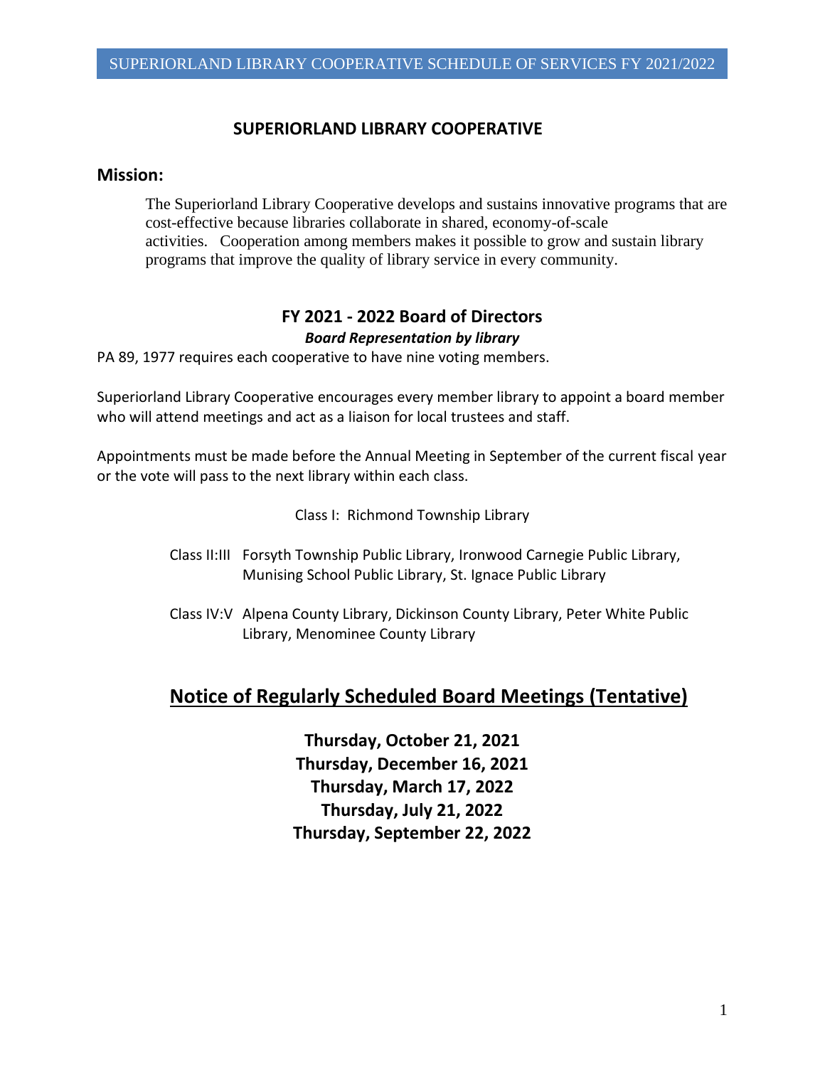# SUPERIORLAND LIBRARY COOPERATIVE

## Mission:

The Superiorland Library Cooperative develops and sustains innovative programs that are cost-effective because libraries collaborate in shared, economy-of-scale activities. Cooperation among members makes it possible to grow and sustain library programs that improve the quality of library service in every community.

## FY 2021 - 2022 Board of Directors

***Board Representation by library***

PA 89, 1977 requires each cooperative to have nine voting members.

Superiorland Library Cooperative encourages every member library to appoint a board member who will attend meetings and act as a liaison for local trustees and staff.

Appointments must be made before the Annual Meeting in September of the current fiscal year or the vote will pass to the next library within each class.

Class I: Richmond Township Library

Class II:III Forsyth Township Public Library, Ironwood Carnegie Public Library, Munising School Public Library, St. Ignace Public Library

Class IV:V Alpena County Library, Dickinson County Library, Peter White Public Library, Menominee County Library

## Notice of Regularly Scheduled Board Meetings (Tentative)

**Thursday, October 21, 2021**
**Thursday, December 16, 2021**
**Thursday, March 17, 2022**
**Thursday, July 21, 2022**
**Thursday, September 22, 2022**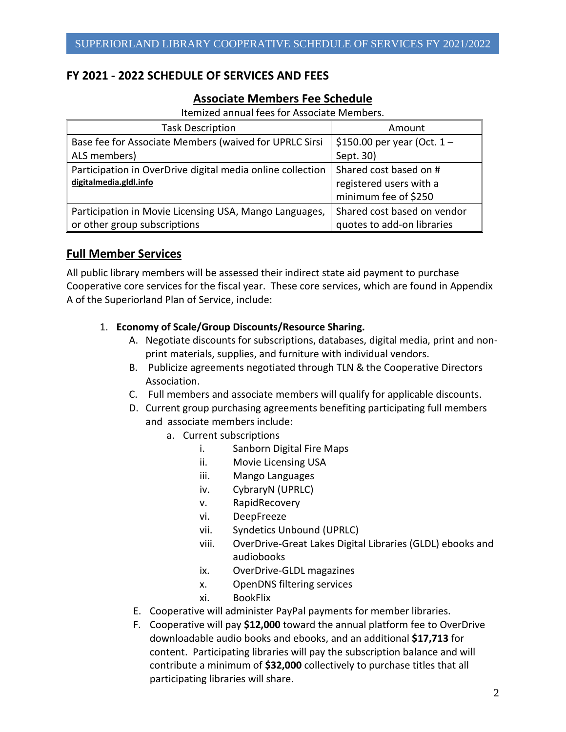## FY 2021 - 2022 SCHEDULE OF SERVICES AND FEES

### Associate Members Fee Schedule

Itemized annual fees for Associate Members.

| Task Description | Amount |
|---|---|
| Base fee for Associate Members (waived for UPRLC Sirsi ALS members) | $150.00 per year (Oct. 1 – Sept. 30) |
| Participation in OverDrive digital media online collection **digitalmedia.gldl.info** | Shared cost based on # registered users with a minimum fee of $250 |
| Participation in Movie Licensing USA, Mango Languages, or other group subscriptions | Shared cost based on vendor quotes to add-on libraries |

### Full Member Services

All public library members will be assessed their indirect state aid payment to purchase Cooperative core services for the fiscal year. These core services, which are found in Appendix A of the Superiorland Plan of Service, include:

1. **Economy of Scale/Group Discounts/Resource Sharing.**
   - A. Negotiate discounts for subscriptions, databases, digital media, print and non-print materials, supplies, and furniture with individual vendors.
   - B. Publicize agreements negotiated through TLN & the Cooperative Directors Association.
   - C. Full members and associate members will qualify for applicable discounts.
   - D. Current group purchasing agreements benefiting participating full members and associate members include:
     - a. Current subscriptions
       - i. Sanborn Digital Fire Maps
       - ii. Movie Licensing USA
       - iii. Mango Languages
       - iv. CybraryN (UPRLC)
       - v. RapidRecovery
       - vi. DeepFreeze
       - vii. Syndetics Unbound (UPRLC)
       - viii. OverDrive-Great Lakes Digital Libraries (GLDL) ebooks and audiobooks
       - ix. OverDrive-GLDL magazines
       - x. OpenDNS filtering services
       - xi. BookFlix
   - E. Cooperative will administer PayPal payments for member libraries.
   - F. Cooperative will pay **$12,000** toward the annual platform fee to OverDrive downloadable audio books and ebooks, and an additional **$17,713** for content. Participating libraries will pay the subscription balance and will contribute a minimum of **$32,000** collectively to purchase titles that all participating libraries will share.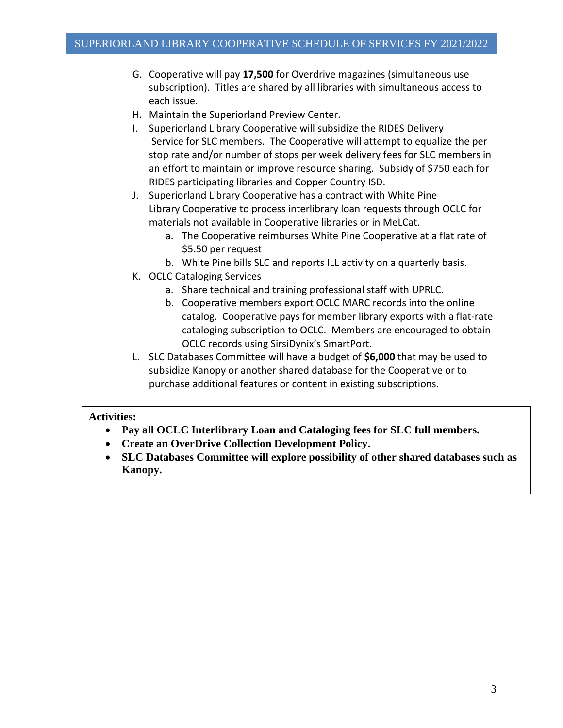G. Cooperative will pay **17,500** for Overdrive magazines (simultaneous use subscription). Titles are shared by all libraries with simultaneous access to each issue.

H. Maintain the Superiorland Preview Center.

I. Superiorland Library Cooperative will subsidize the RIDES Delivery Service for SLC members. The Cooperative will attempt to equalize the per stop rate and/or number of stops per week delivery fees for SLC members in an effort to maintain or improve resource sharing. Subsidy of $750 each for RIDES participating libraries and Copper Country ISD.

J. Superiorland Library Cooperative has a contract with White Pine Library Cooperative to process interlibrary loan requests through OCLC for materials not available in Cooperative libraries or in MeLCat.
   a. The Cooperative reimburses White Pine Cooperative at a flat rate of $5.50 per request
   b. White Pine bills SLC and reports ILL activity on a quarterly basis.

K. OCLC Cataloging Services
   a. Share technical and training professional staff with UPRLC.
   b. Cooperative members export OCLC MARC records into the online catalog. Cooperative pays for member library exports with a flat-rate cataloging subscription to OCLC. Members are encouraged to obtain OCLC records using SirsiDynix's SmartPort.

L. SLC Databases Committee will have a budget of **$6,000** that may be used to subsidize Kanopy or another shared database for the Cooperative or to purchase additional features or content in existing subscriptions.

**Activities:**

- **Pay all OCLC Interlibrary Loan and Cataloging fees for SLC full members.**
- **Create an OverDrive Collection Development Policy.**
- **SLC Databases Committee will explore possibility of other shared databases such as Kanopy.**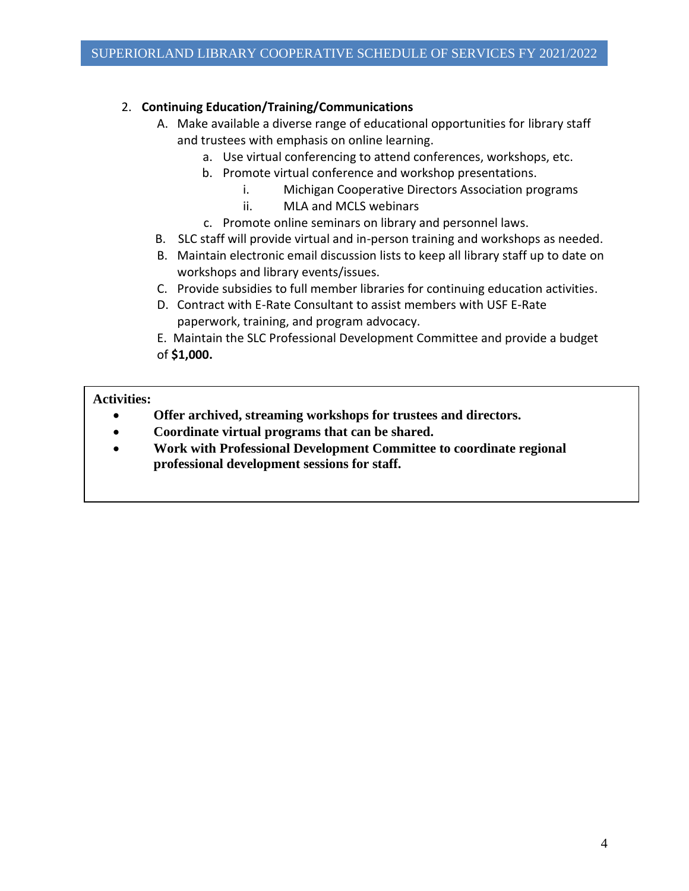2. **Continuing Education/Training/Communications**

   A. Make available a diverse range of educational opportunities for library staff and trustees with emphasis on online learning.

      a. Use virtual conferencing to attend conferences, workshops, etc.

      b. Promote virtual conference and workshop presentations.

         i. Michigan Cooperative Directors Association programs

         ii. MLA and MCLS webinars

      c. Promote online seminars on library and personnel laws.

   B. SLC staff will provide virtual and in-person training and workshops as needed.

   B. Maintain electronic email discussion lists to keep all library staff up to date on workshops and library events/issues.

   C. Provide subsidies to full member libraries for continuing education activities.

   D. Contract with E-Rate Consultant to assist members with USF E-Rate paperwork, training, and program advocacy.

   E. Maintain the SLC Professional Development Committee and provide a budget of **$1,000.**

**Activities:**

- **Offer archived, streaming workshops for trustees and directors.**
- **Coordinate virtual programs that can be shared.**
- **Work with Professional Development Committee to coordinate regional professional development sessions for staff.**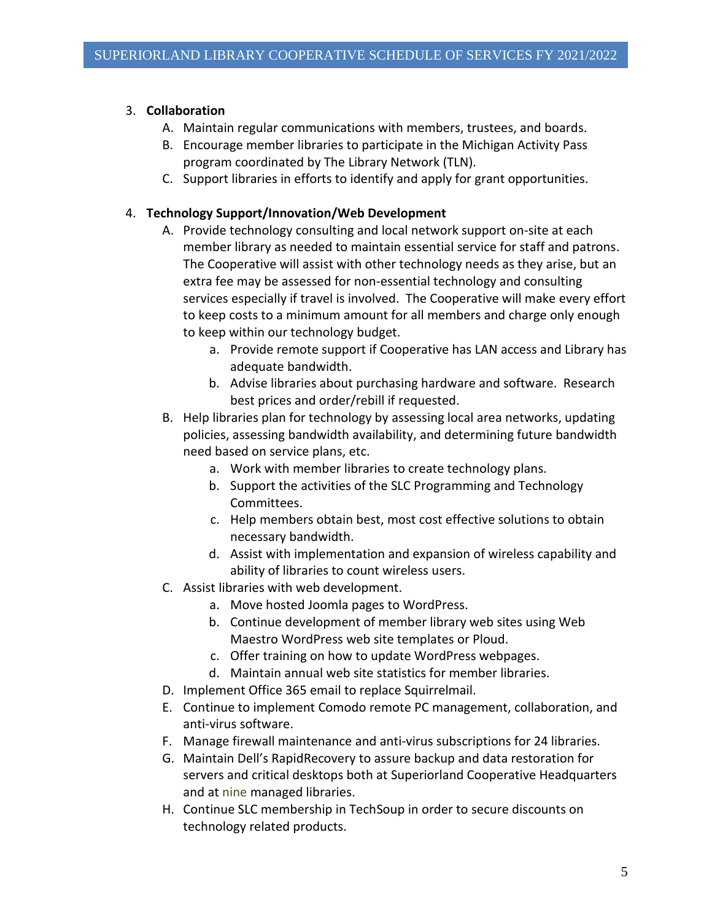3. **Collaboration**
   A. Maintain regular communications with members, trustees, and boards.
   B. Encourage member libraries to participate in the Michigan Activity Pass program coordinated by The Library Network (TLN).
   C. Support libraries in efforts to identify and apply for grant opportunities.

4. **Technology Support/Innovation/Web Development**
   A. Provide technology consulting and local network support on-site at each member library as needed to maintain essential service for staff and patrons. The Cooperative will assist with other technology needs as they arise, but an extra fee may be assessed for non-essential technology and consulting services especially if travel is involved. The Cooperative will make every effort to keep costs to a minimum amount for all members and charge only enough to keep within our technology budget.
      a. Provide remote support if Cooperative has LAN access and Library has adequate bandwidth.
      b. Advise libraries about purchasing hardware and software. Research best prices and order/rebill if requested.
   B. Help libraries plan for technology by assessing local area networks, updating policies, assessing bandwidth availability, and determining future bandwidth need based on service plans, etc.
      a. Work with member libraries to create technology plans.
      b. Support the activities of the SLC Programming and Technology Committees.
      c. Help members obtain best, most cost effective solutions to obtain necessary bandwidth.
      d. Assist with implementation and expansion of wireless capability and ability of libraries to count wireless users.
   C. Assist libraries with web development.
      a. Move hosted Joomla pages to WordPress.
      b. Continue development of member library web sites using Web Maestro WordPress web site templates or Ploud.
      c. Offer training on how to update WordPress webpages.
      d. Maintain annual web site statistics for member libraries.
   D. Implement Office 365 email to replace Squirrelmail.
   E. Continue to implement Comodo remote PC management, collaboration, and anti-virus software.
   F. Manage firewall maintenance and anti-virus subscriptions for 24 libraries.
   G. Maintain Dell's RapidRecovery to assure backup and data restoration for servers and critical desktops both at Superiorland Cooperative Headquarters and at nine managed libraries.
   H. Continue SLC membership in TechSoup in order to secure discounts on technology related products.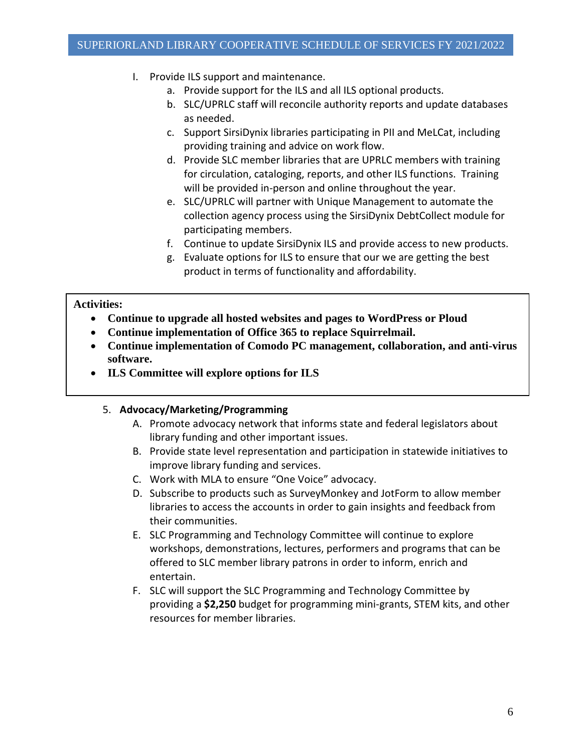I. Provide ILS support and maintenance.
   a. Provide support for the ILS and all ILS optional products.
   b. SLC/UPRLC staff will reconcile authority reports and update databases as needed.
   c. Support SirsiDynix libraries participating in PII and MeLCat, including providing training and advice on work flow.
   d. Provide SLC member libraries that are UPRLC members with training for circulation, cataloging, reports, and other ILS functions. Training will be provided in-person and online throughout the year.
   e. SLC/UPRLC will partner with Unique Management to automate the collection agency process using the SirsiDynix DebtCollect module for participating members.
   f. Continue to update SirsiDynix ILS and provide access to new products.
   g. Evaluate options for ILS to ensure that our we are getting the best product in terms of functionality and affordability.

**Activities:**

- **Continue to upgrade all hosted websites and pages to WordPress or Ploud**
- **Continue implementation of Office 365 to replace Squirrelmail.**
- **Continue implementation of Comodo PC management, collaboration, and anti-virus software.**
- **ILS Committee will explore options for ILS**

5. **Advocacy/Marketing/Programming**
   A. Promote advocacy network that informs state and federal legislators about library funding and other important issues.
   B. Provide state level representation and participation in statewide initiatives to improve library funding and services.
   C. Work with MLA to ensure "One Voice" advocacy.
   D. Subscribe to products such as SurveyMonkey and JotForm to allow member libraries to access the accounts in order to gain insights and feedback from their communities.
   E. SLC Programming and Technology Committee will continue to explore workshops, demonstrations, lectures, performers and programs that can be offered to SLC member library patrons in order to inform, enrich and entertain.
   F. SLC will support the SLC Programming and Technology Committee by providing a **$2,250** budget for programming mini-grants, STEM kits, and other resources for member libraries.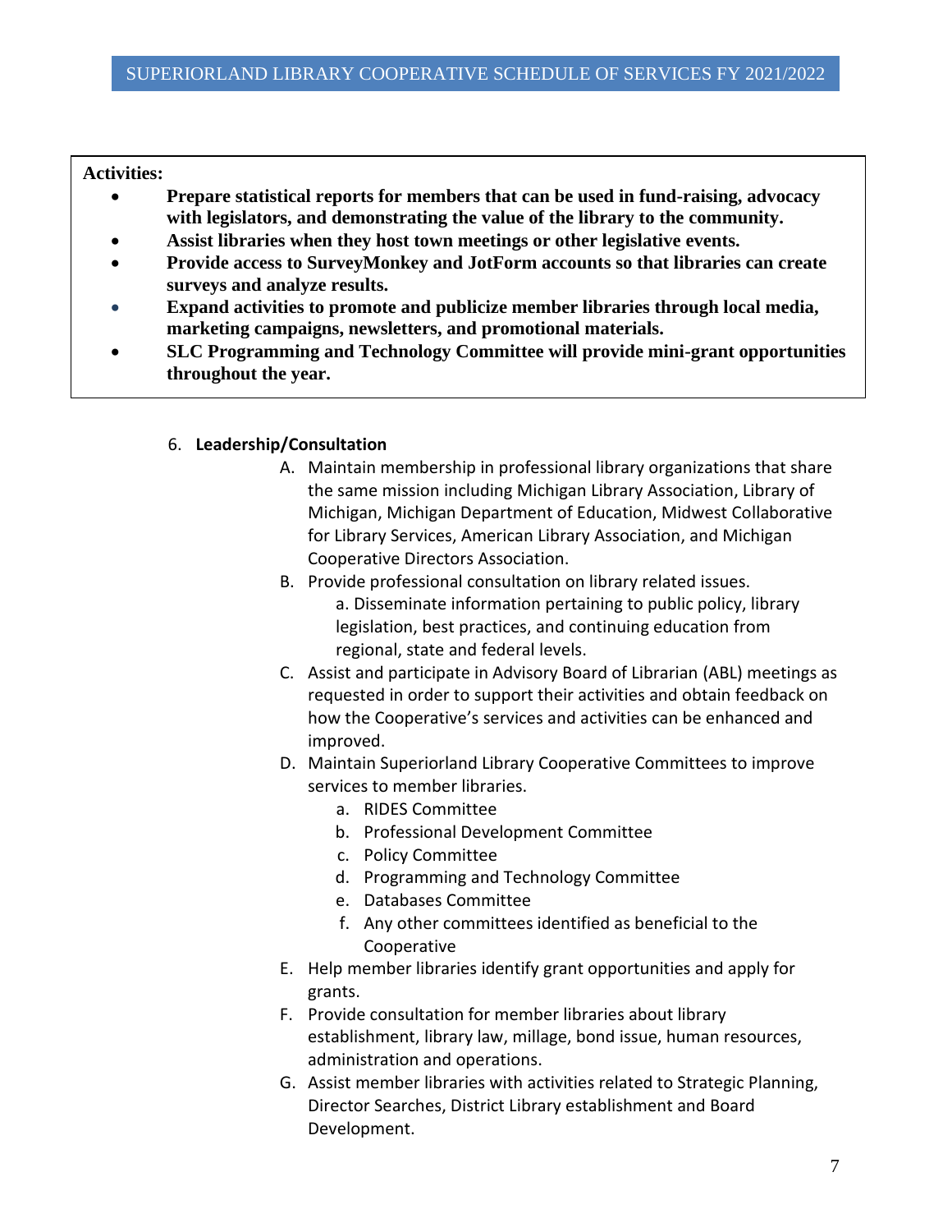**Activities:**

- **Prepare statistical reports for members that can be used in fund-raising, advocacy with legislators, and demonstrating the value of the library to the community.**
- **Assist libraries when they host town meetings or other legislative events.**
- **Provide access to SurveyMonkey and JotForm accounts so that libraries can create surveys and analyze results.**
- **Expand activities to promote and publicize member libraries through local media, marketing campaigns, newsletters, and promotional materials.**
- **SLC Programming and Technology Committee will provide mini-grant opportunities throughout the year.**

6. **Leadership/Consultation**

   A. Maintain membership in professional library organizations that share the same mission including Michigan Library Association, Library of Michigan, Michigan Department of Education, Midwest Collaborative for Library Services, American Library Association, and Michigan Cooperative Directors Association.

   B. Provide professional consultation on library related issues.
      a. Disseminate information pertaining to public policy, library legislation, best practices, and continuing education from regional, state and federal levels.

   C. Assist and participate in Advisory Board of Librarian (ABL) meetings as requested in order to support their activities and obtain feedback on how the Cooperative's services and activities can be enhanced and improved.

   D. Maintain Superiorland Library Cooperative Committees to improve services to member libraries.
      a. RIDES Committee
      b. Professional Development Committee
      c. Policy Committee
      d. Programming and Technology Committee
      e. Databases Committee
      f. Any other committees identified as beneficial to the Cooperative

   E. Help member libraries identify grant opportunities and apply for grants.

   F. Provide consultation for member libraries about library establishment, library law, millage, bond issue, human resources, administration and operations.

   G. Assist member libraries with activities related to Strategic Planning, Director Searches, District Library establishment and Board Development.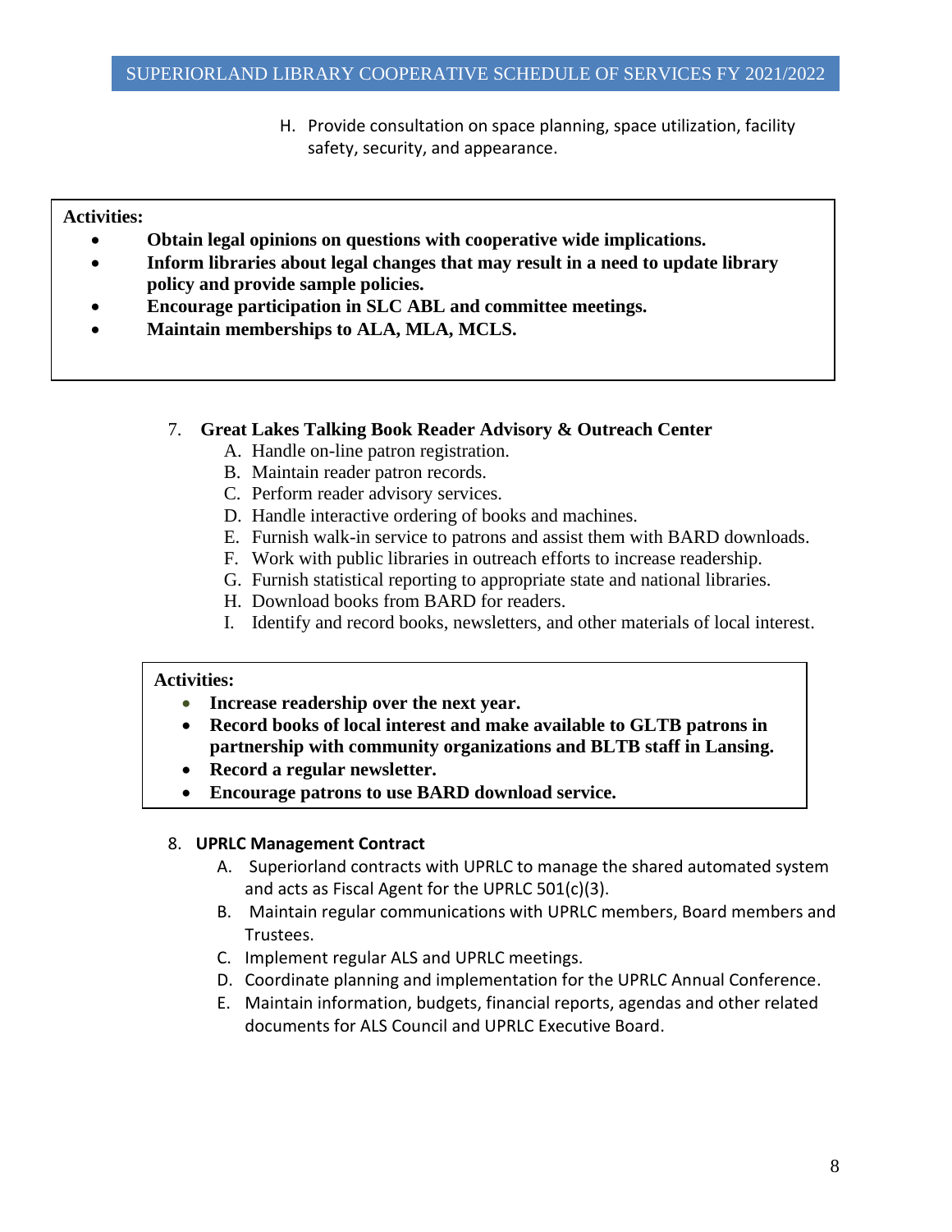H. Provide consultation on space planning, space utilization, facility safety, security, and appearance.

**Activities:**

- **Obtain legal opinions on questions with cooperative wide implications.**
- **Inform libraries about legal changes that may result in a need to update library policy and provide sample policies.**
- **Encourage participation in SLC ABL and committee meetings.**
- **Maintain memberships to ALA, MLA, MCLS.**

7. **Great Lakes Talking Book Reader Advisory & Outreach Center**
   A. Handle on-line patron registration.
   B. Maintain reader patron records.
   C. Perform reader advisory services.
   D. Handle interactive ordering of books and machines.
   E. Furnish walk-in service to patrons and assist them with BARD downloads.
   F. Work with public libraries in outreach efforts to increase readership.
   G. Furnish statistical reporting to appropriate state and national libraries.
   H. Download books from BARD for readers.
   I. Identify and record books, newsletters, and other materials of local interest.

**Activities:**

- **Increase readership over the next year.**
- **Record books of local interest and make available to GLTB patrons in partnership with community organizations and BLTB staff in Lansing.**
- **Record a regular newsletter.**
- **Encourage patrons to use BARD download service.**

8. **UPRLC Management Contract**
   A. Superiorland contracts with UPRLC to manage the shared automated system and acts as Fiscal Agent for the UPRLC 501(c)(3).
   B. Maintain regular communications with UPRLC members, Board members and Trustees.
   C. Implement regular ALS and UPRLC meetings.
   D. Coordinate planning and implementation for the UPRLC Annual Conference.
   E. Maintain information, budgets, financial reports, agendas and other related documents for ALS Council and UPRLC Executive Board.